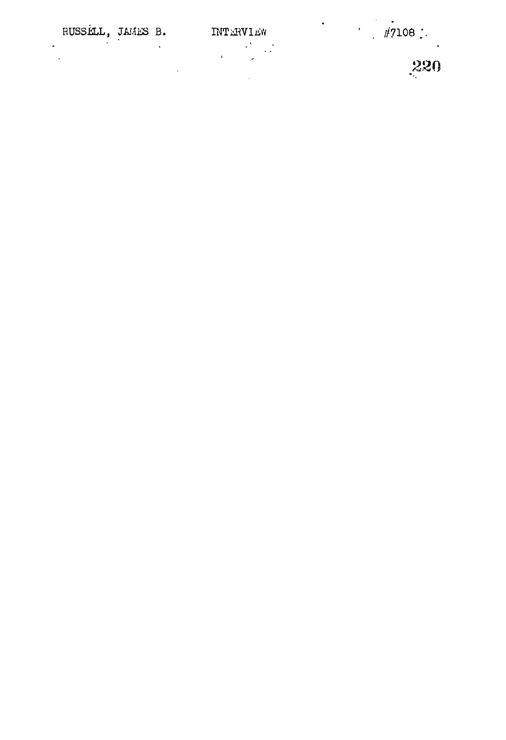RUSSELL, JAMES B. INTERVIEW #7108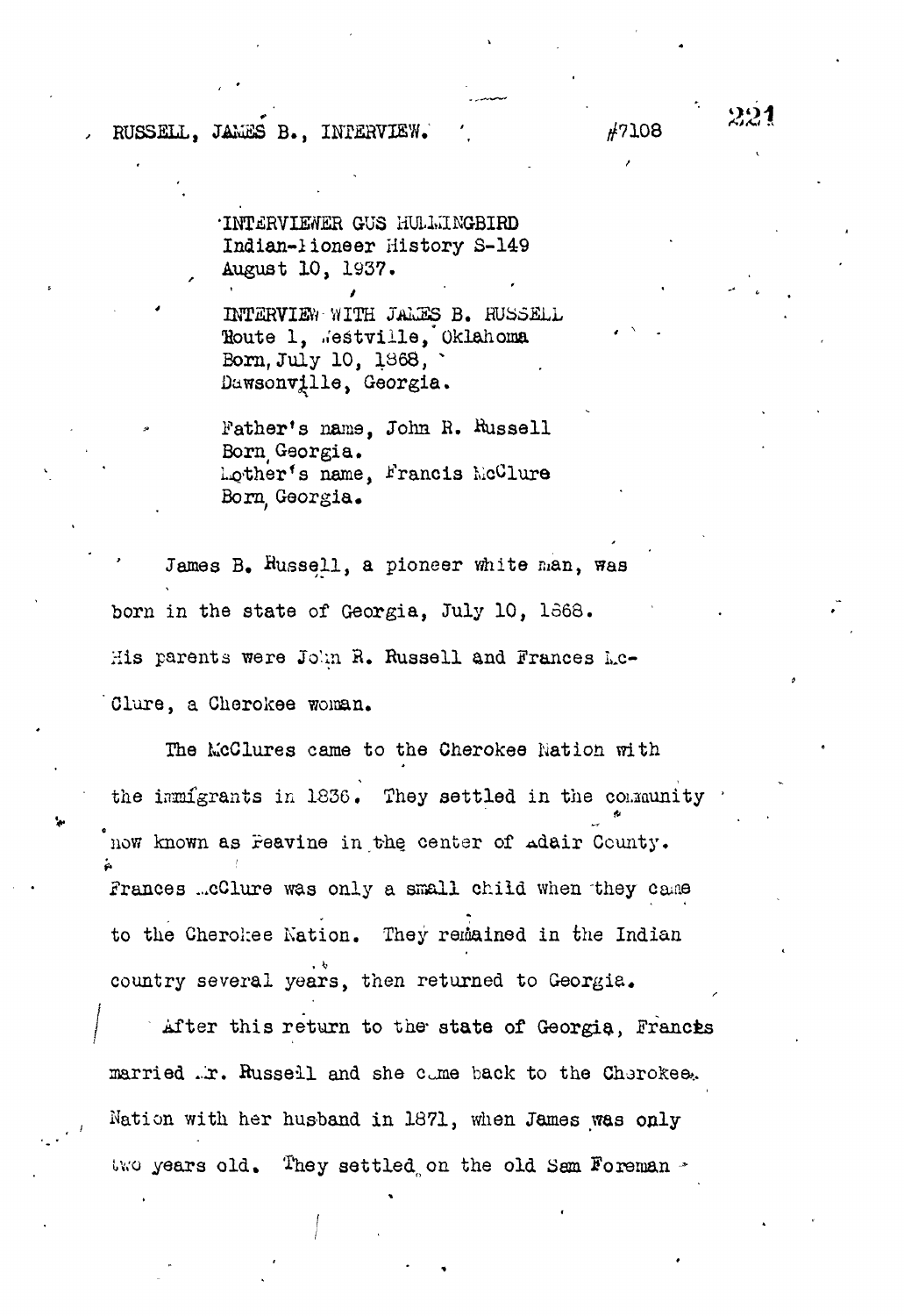RUSSELL, JAMES B., INTERVIEW. #7108

INTERVIEWER GUS HUMMINGBIRD
Indian-Pioneer History S-149
August 10, 1937.

INTERVIEW WITH JAMES B. RUSSELL
Route 1, Westville, Oklahoma
Born, July 10, 1868,
Dawsonville, Georgia.

Father's name, John R. Russell
Born, Georgia.
Mother's name, Francis McClure
Born, Georgia.

James B. Russell, a pioneer white man, was born in the state of Georgia, July 10, 1868. His parents were John R. Russell and Frances Mc-Clure, a Cherokee woman.

The McClures came to the Cherokee Nation with the immigrants in 1836. They settled in the community now known as Peavine in the center of Adair County. Frances McClure was only a small child when they came to the Cherokee Nation. They remained in the Indian country several years, then returned to Georgia.

After this return to the state of Georgia, Francis married Mr. Russell and she came back to the Cherokee Nation with her husband in 1871, when James was only two years old. They settled on the old Sam Foreman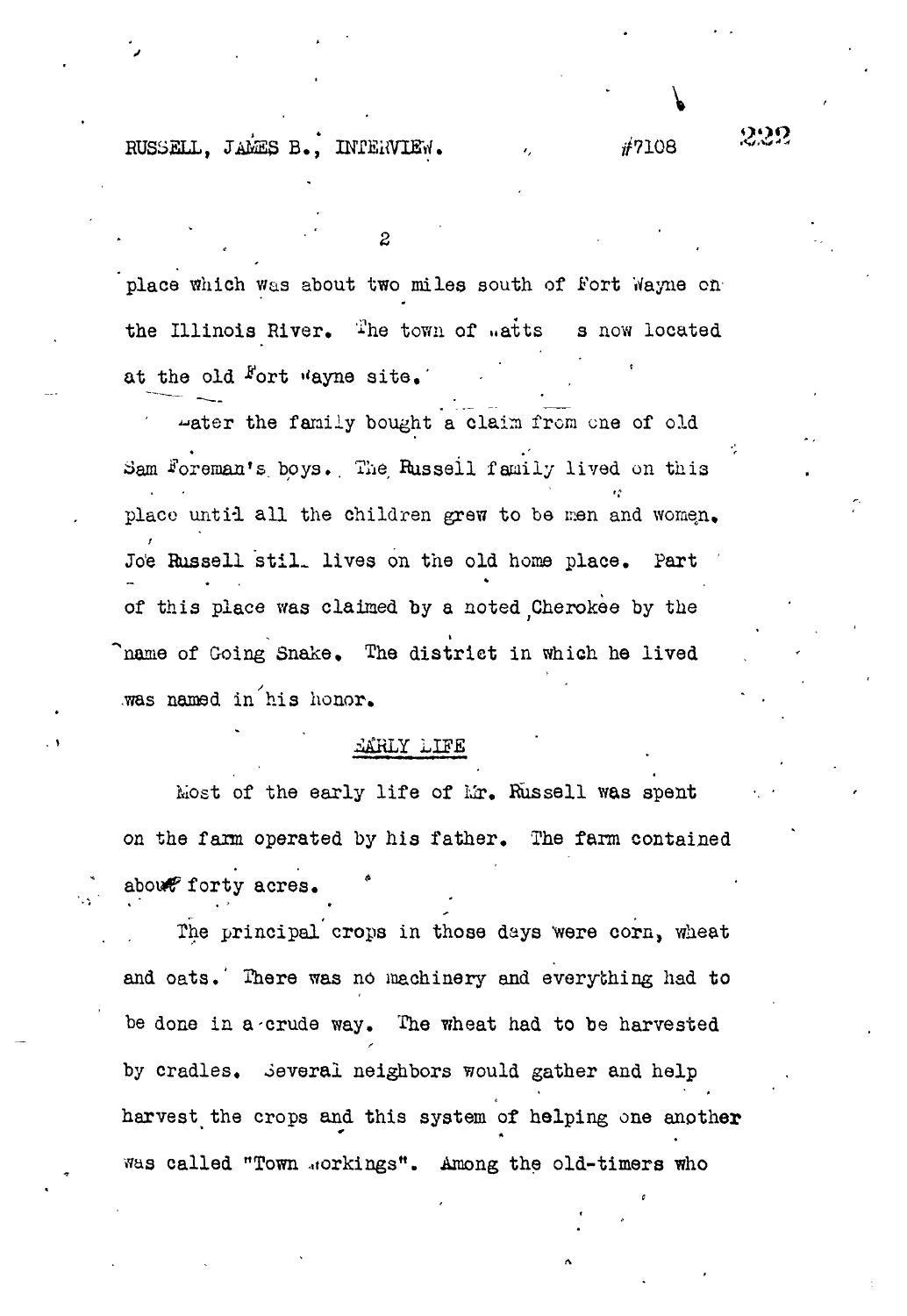place which was about two miles south of Fort Wayne on the Illinois River. The town of Watts is now located at the old Fort Wayne site.

Later the family bought a claim from one of old Sam Foreman's boys. The Russell family lived on this place until all the children grew to be men and women. Joe Russell still lives on the old home place. Part of this place was claimed by a noted Cherokee by the name of Going Snake. The district in which he lived was named in his honor.

## EARLY LIFE

Most of the early life of Mr. Russell was spent on the farm operated by his father. The farm contained about forty acres.

The principal crops in those days were corn, wheat and oats. There was no machinery and everything had to be done in a crude way. The wheat had to be harvested by cradles. Several neighbors would gather and help harvest the crops and this system of helping one another was called "Town Workings". Among the old-timers who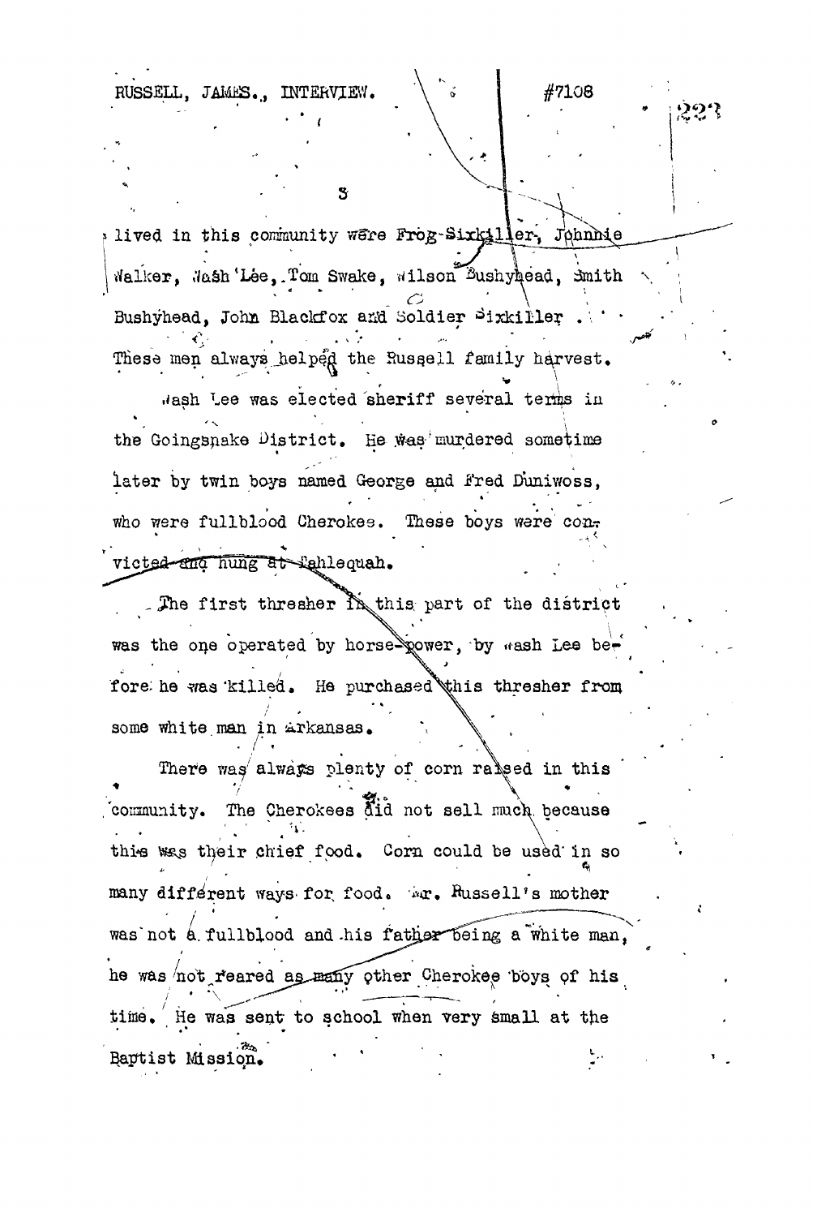lived in this community were Frog-Sixkiller, Johnnie Walker, Wash Lee, Tom Swake, Wilson Bushyhead, Smith Bushyhead, John Blackfox and Soldier Sixkiller. These men always helped the Russell family harvest.

Wash Lee was elected sheriff several terms in the Goingsnake District. He was murdered sometime later by twin boys named George and Fred Duniwoss, who were fullblood Cherokees. These boys were convicted and hung at Tahlequah.

The first thresher in this part of the district was the one operated by horse-power, by Wash Lee before he was killed. He purchased this thresher from some white man in Arkansas.

There was always plenty of corn raised in this community. The Cherokees did not sell much because this was their chief food. Corn could be used in so many different ways for food. Mr. Russell's mother was not a fullblood and his father being a white man, he was not reared as many other Cherokee boys of his time. He was sent to school when very small at the Baptist Mission.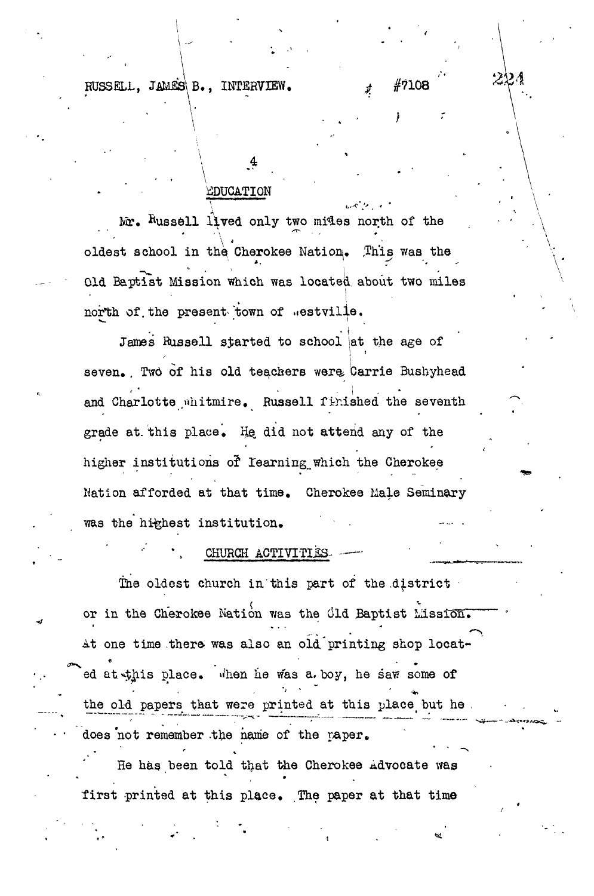## EDUCATION

Mr. Russell lived only two miles north of the oldest school in the Cherokee Nation. This was the Old Baptist Mission which was located about two miles north of the present town of Westville.

James Russell started to school at the age of seven. Two of his old teachers were Carrie Bushyhead and Charlotte Whitmire. Russell finished the seventh grade at this place. He did not attend any of the higher institutions of learning which the Cherokee Nation afforded at that time. Cherokee Male Seminary was the highest institution.

## CHURCH ACTIVITIES

The oldest church in this part of the district or in the Cherokee Nation was the Old Baptist Mission. At one time there was also an old printing shop located at this place. When he was a boy, he saw some of the old papers that were printed at this place but he does not remember the name of the paper.

He has been told that the Cherokee Advocate was first printed at this place. The paper at that time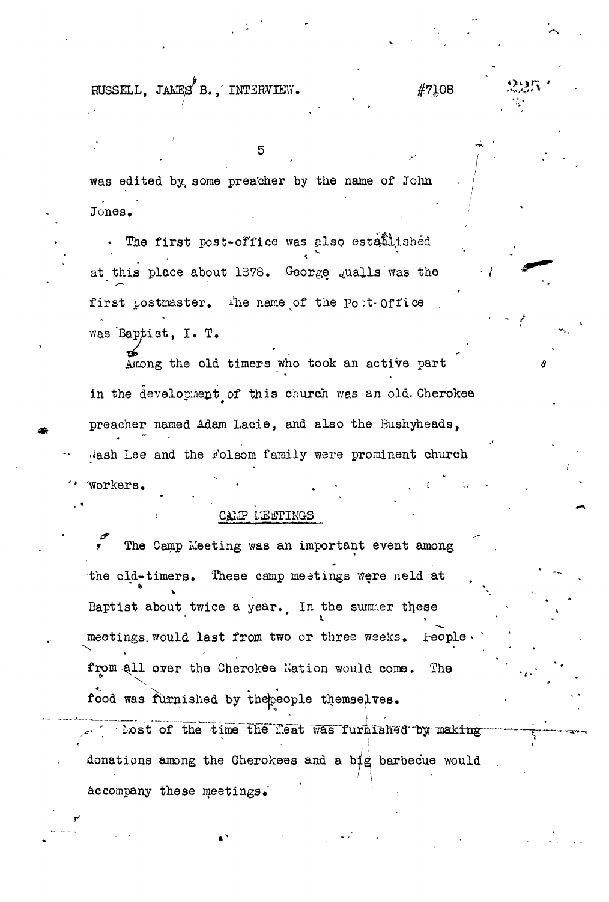was edited by some preacher by the name of John Jones.

The first post-office was also established at this place about 1878. George Qualls was the first postmaster. The name of the Post-Office was Baptist, I. T.

Among the old timers who took an active part in the development of this church was an old Cherokee preacher named Adam Lacie, and also the Bushyheads, Wash Lee and the Folsom family were prominent church workers.

## CAMP MEETINGS

The Camp Meeting was an important event among the old-timers. These camp meetings were held at Baptist about twice a year. In the summer these meetings would last from two or three weeks. People from all over the Cherokee Nation would come. The food was furnished by the people themselves.

Most of the time the Meat was furnished by making donations among the Cherokees and a big barbecue would accompany these meetings.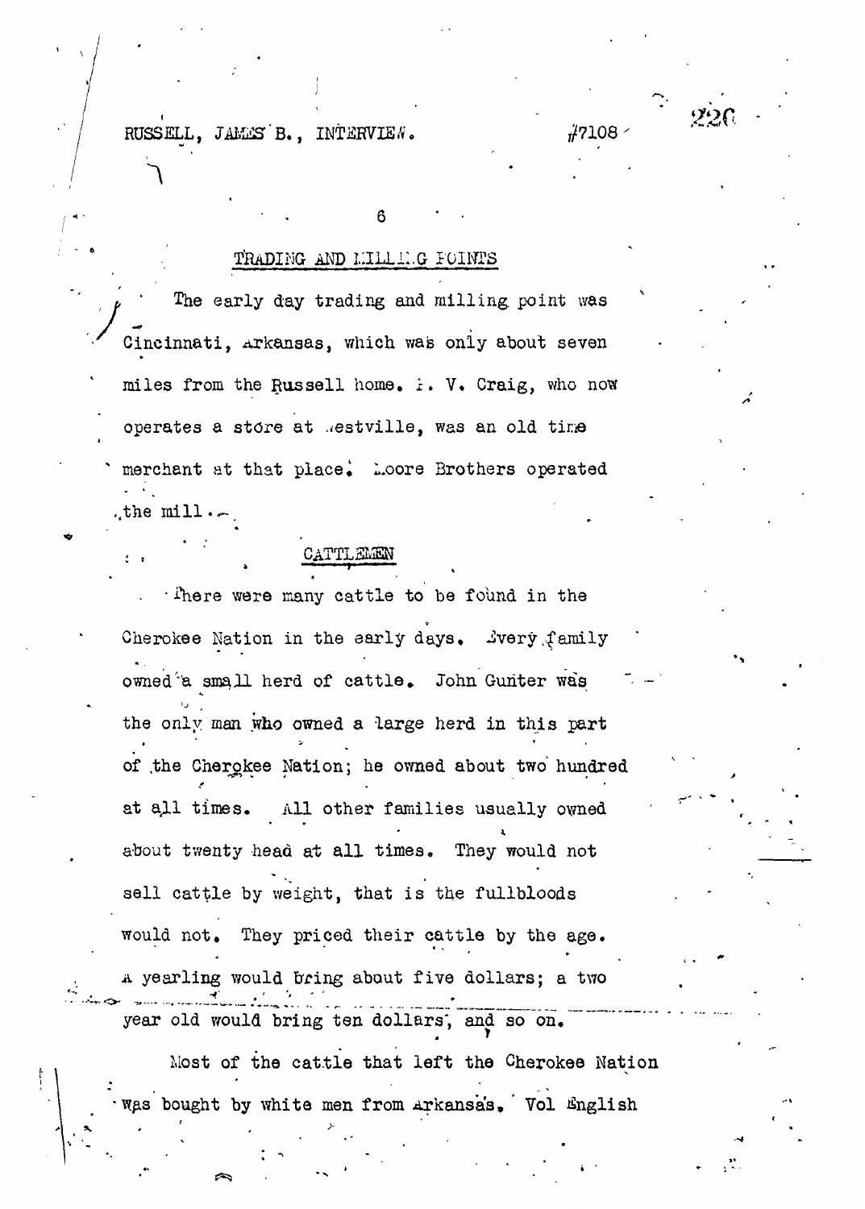## TRADING AND MILLING POINTS

The early day trading and milling point was Cincinnati, Arkansas, which was only about seven miles from the Russell home. I. V. Craig, who now operates a store at Westville, was an old time merchant at that place. Moore Brothers operated the mill.

## CATTLEMEN

There were many cattle to be found in the Cherokee Nation in the early days. Every family owned a small herd of cattle. John Gunter was the only man who owned a large herd in this part of the Cherokee Nation; he owned about two hundred at all times. All other families usually owned about twenty head at all times. They would not sell cattle by weight, that is the fullbloods would not. They priced their cattle by the age. A yearling would bring about five dollars; a two year old would bring ten dollars, and so on.

Most of the cattle that left the Cherokee Nation was bought by white men from Arkansas. Vol English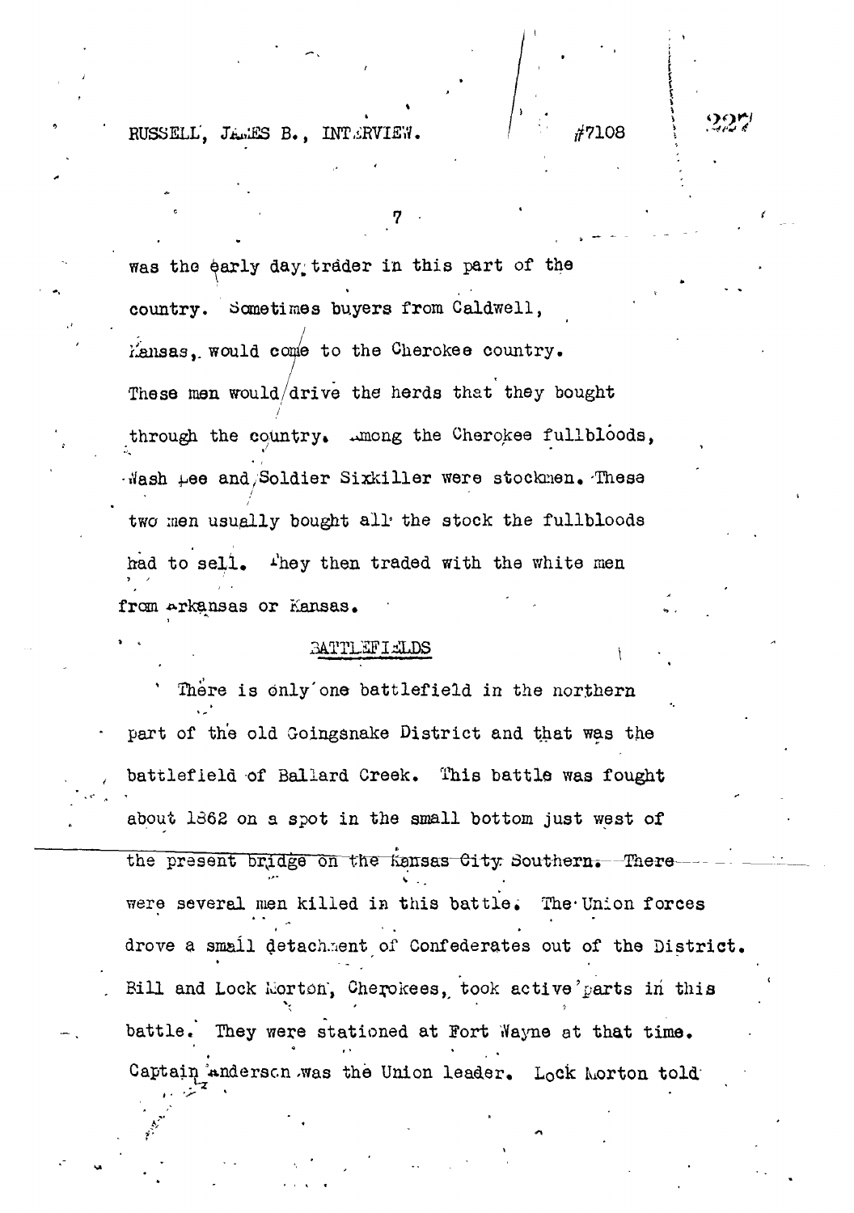was the early day trader in this part of the country. Sometimes buyers from Caldwell, Kansas, would come to the Cherokee country. These men would drive the herds that they bought through the country. Among the Cherokee fullbloods, Wash Lee and Soldier Sixkiller were stockmen. These two men usually bought all the stock the fullbloods had to sell. They then traded with the white men from Arkansas or Kansas.

## BATTLEFIELDS

There is only one battlefield in the northern part of the old Goingsnake District and that was the battlefield of Ballard Creek. This battle was fought about 1862 on a spot in the small bottom just west of the present bridge on the Kansas City Southern. There were several men killed in this battle. The Union forces drove a small detachment of Confederates out of the District. Bill and Lock Morton, Cherokees, took active parts in this battle. They were stationed at Fort Wayne at that time. Captain Anderson was the Union leader. Lock Morton told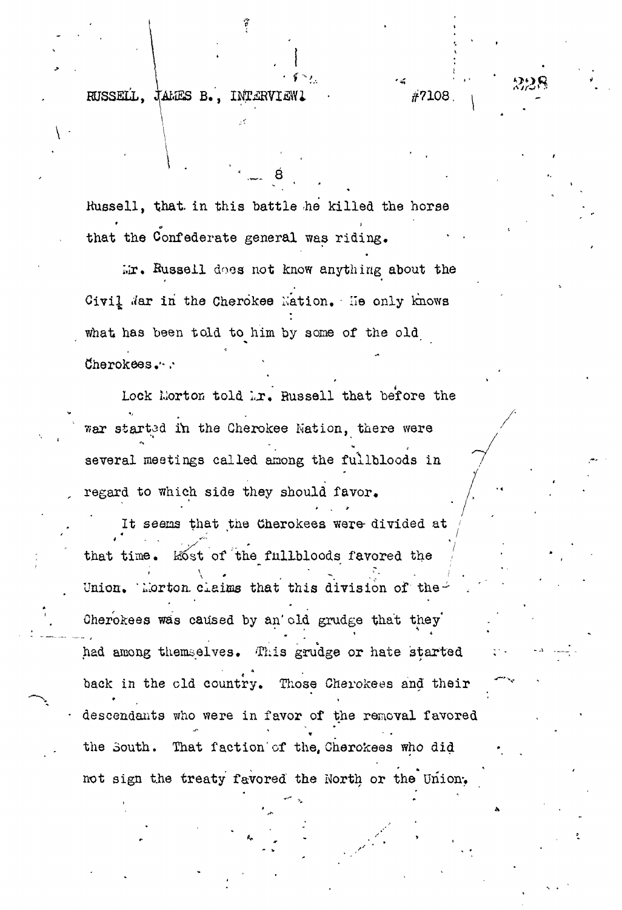Russell, that in this battle he killed the horse that the Confederate general was riding.

Mr. Russell does not know anything about the Civil War in the Cherokee Nation. He only knows what has been told to him by some of the old Cherokees.

Lock Morton told Mr. Russell that before the war started in the Cherokee Nation, there were several meetings called among the fullbloods in regard to which side they should favor.

It seems that the Cherokees were divided at that time. Most of the fullbloods favored the Union. Morton claims that this division of the Cherokees was caused by an old grudge that they had among themselves. This grudge or hate started back in the old country. Those Cherokees and their descendants who were in favor of the removal favored the South. That faction of the Cherokees who did not sign the treaty favored the North or the Union.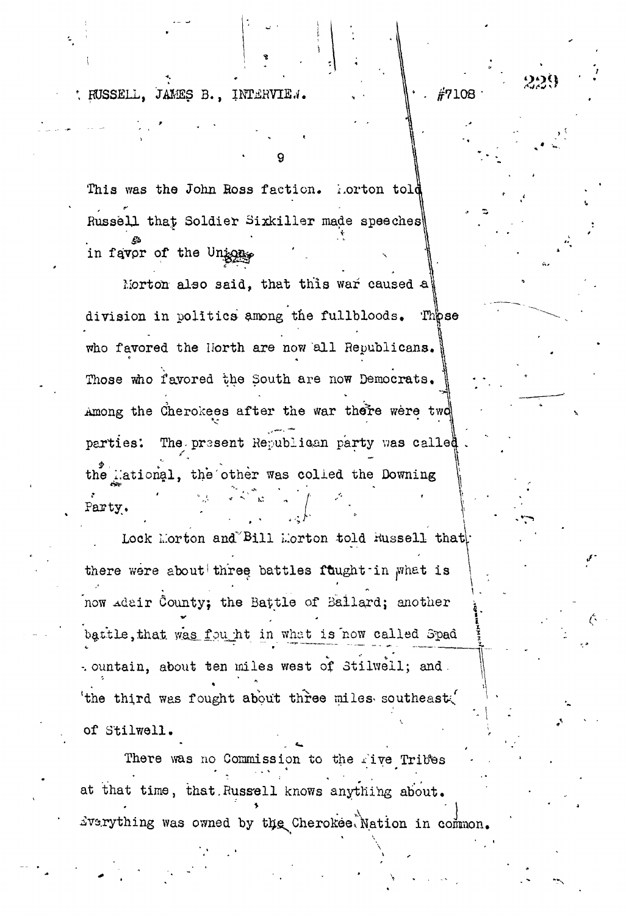RUSSELL, JAMES B., INTERVIEW. #7108

This was the John Ross faction. Morton told Russell that Soldier Sixkiller made speeches in favor of the Union.

Morton also said, that this war caused a division in politics among the fullbloods. Those who favored the North are now all Republicans. Those who favored the South are now Democrats. Among the Cherokees after the war there were two parties: The present Republican party was called the National, the other was called the Downing Party.

Lock Morton and Bill Morton told Russell that there were about three battles fought in what is now Adair County; the Battle of Ballard; another battle, that was fought in what is now called Spad Mountain, about ten miles west of Stilwell; and the third was fought about three miles southeast of Stilwell.

There was no Commission to the Five Tribes at that time, that Russell knows anything about. Everything was owned by the Cherokee Nation in common.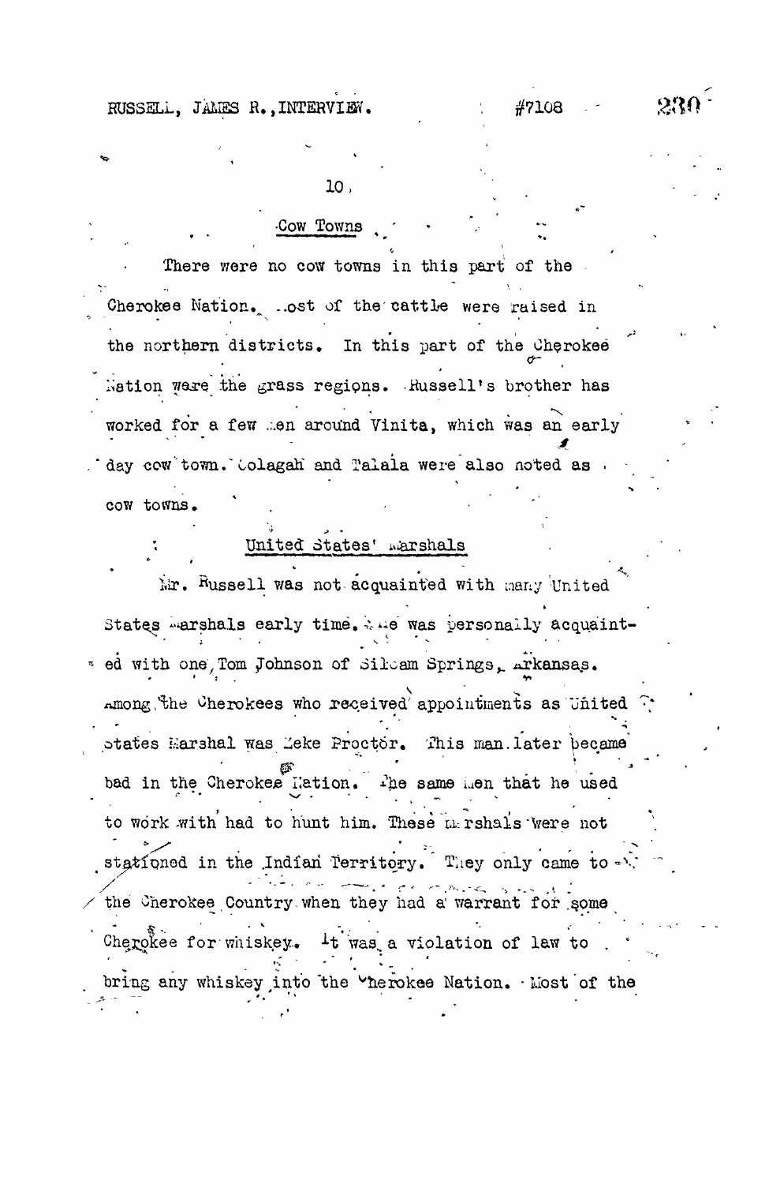## Cow Towns

There were no cow towns in this part of the Cherokee Nation. Most of the cattle were raised in the northern districts. In this part of the Cherokee Nation were the grass regions. Russell's brother has worked for a few men around Vinita, which was an early day cow town. Oolagah and Talala were also noted as cow towns.

## United States' Marshals

Mr. Russell was not acquainted with many United States Marshals early time. He was personally acquainted with one, Tom Johnson of Siloam Springs, Arkansas. Among the Cherokees who received appointments as United States Marshal was Zeke Proctor. This man later became bad in the Cherokee Nation. The same men that he used to work with had to hunt him. These marshals were not stationed in the Indian Territory. They only came to the Cherokee Country when they had a warrant for some Cherokee for whiskey. It was a violation of law to bring any whiskey into the Cherokee Nation. Most of the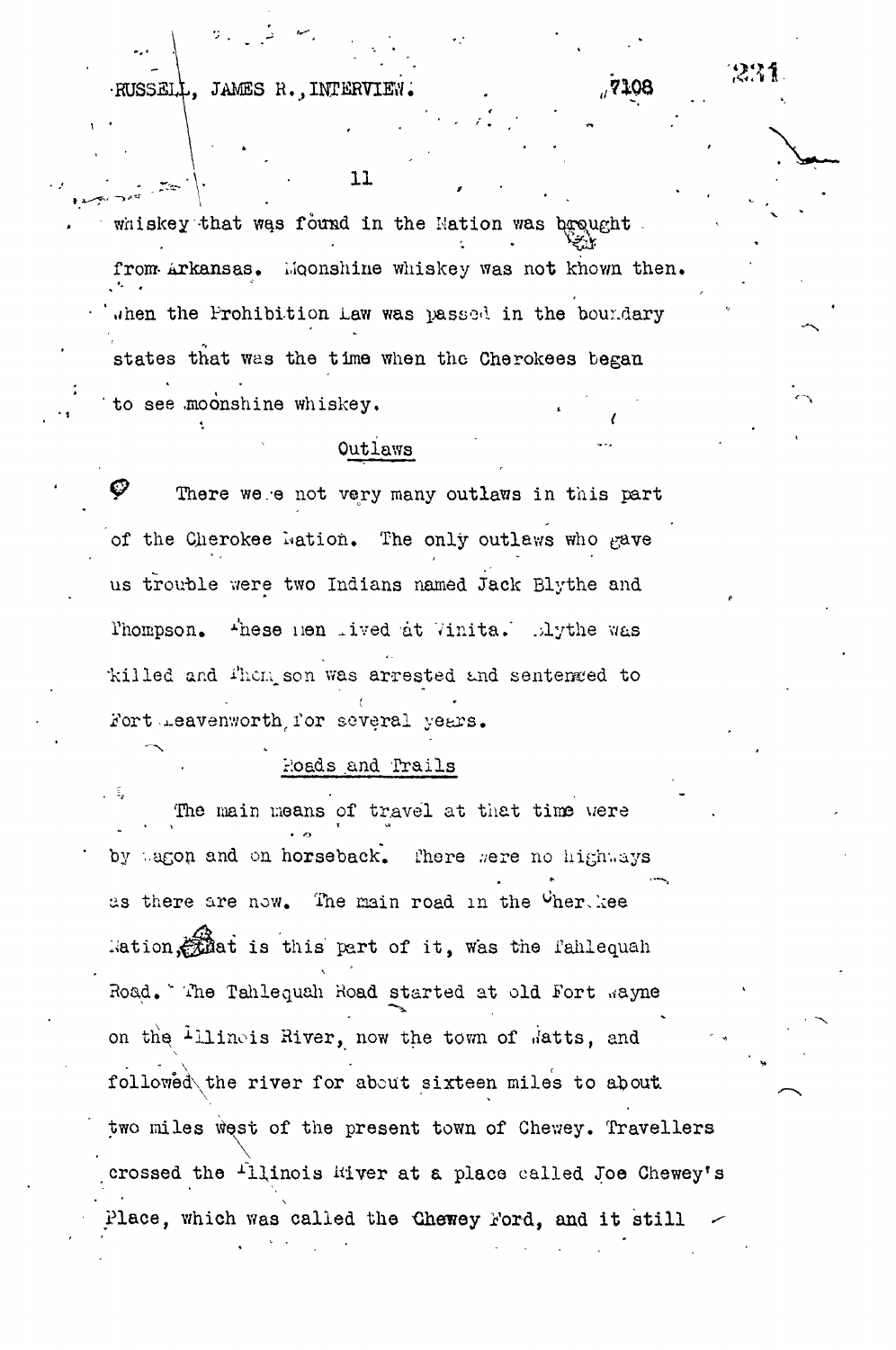whiskey that was found in the Nation was brought from Arkansas. Moonshine whiskey was not known then. When the Prohibition Law was passed in the boundary states that was the time when the Cherokees began to see moonshine whiskey.

## Outlaws

There were not very many outlaws in this part of the Cherokee Nation. The only outlaws who gave us trouble were two Indians named Jack Blythe and Thompson. These men lived at Vinita. Blythe was killed and Thompson was arrested and sentenced to Fort Leavenworth for several years.

## Roads and Trails

The main means of travel at that time were by wagon and on horseback. There were no highways as there are now. The main road in the Cherokee Nation, that is this part of it, was the Tahlequah Road. The Tahlequah Road started at old Fort Wayne on the Illinois River, now the town of Watts, and followed the river for about sixteen miles to about two miles west of the present town of Chewey. Travellers crossed the Illinois River at a place called Joe Chewey's Place, which was called the Chewey Ford, and it still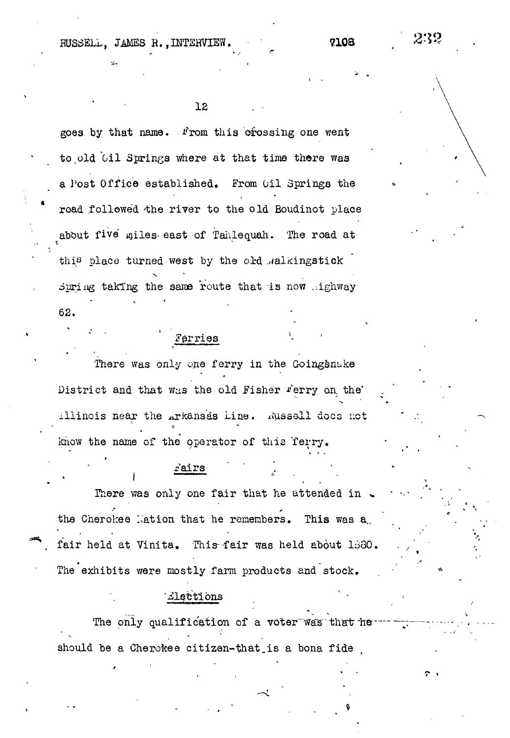goes by that name. From this crossing one went to old Oil Springs where at that time there was a Post Office established. From Oil Springs the road followed the river to the old Boudinot place about five miles east of Tahlequah. The road at this place turned west by the old Walkingstick Spring taking the same route that is now Highway 62.

## Ferries

There was only one ferry in the Goingsnake District and that was the old Fisher Ferry on the Illinois near the Arkansas Line. Russell does not know the name of the operator of this ferry.

## Fairs

There was only one fair that he attended in the Cherokee Nation that he remembers. This was a fair held at Vinita. This fair was held about 1880. The exhibits were mostly farm products and stock.

## Elections

The only qualification of a voter was that he should be a Cherokee citizen-that is a bona fide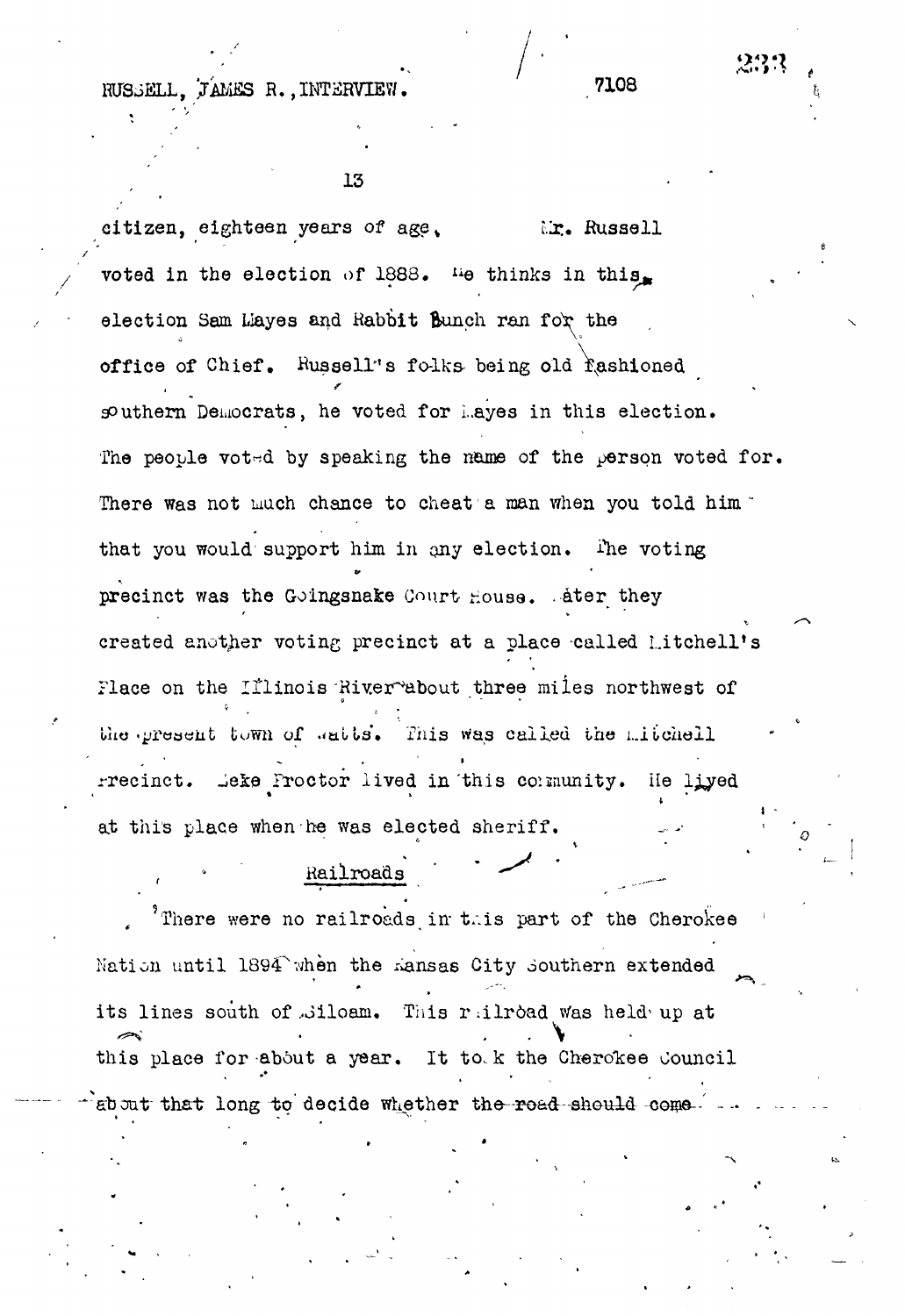citizen, eighteen years of age. Mr. Russell voted in the election of 1888. He thinks in this election Sam Mayes and Rabbit Bunch ran for the office of Chief. Russell's folks being old fashioned southern Democrats, he voted for Mayes in this election. The people voted by speaking the name of the person voted for. There was not much chance to cheat a man when you told him that you would support him in any election. The voting precinct was the Goingsnake Court House. Later they created another voting precinct at a place called Mitchell's Place on the Illinois River about three miles northwest of the present town of Watts. This was called the Mitchell Precinct. Zeke Proctor lived in this community. He lived at this place when he was elected sheriff.

## Railroads

There were no railroads in this part of the Cherokee Nation until 1894 when the Kansas City Southern extended its lines south of Siloam. This railroad was held up at this place for about a year. It took the Cherokee Council about that long to decide whether the road should come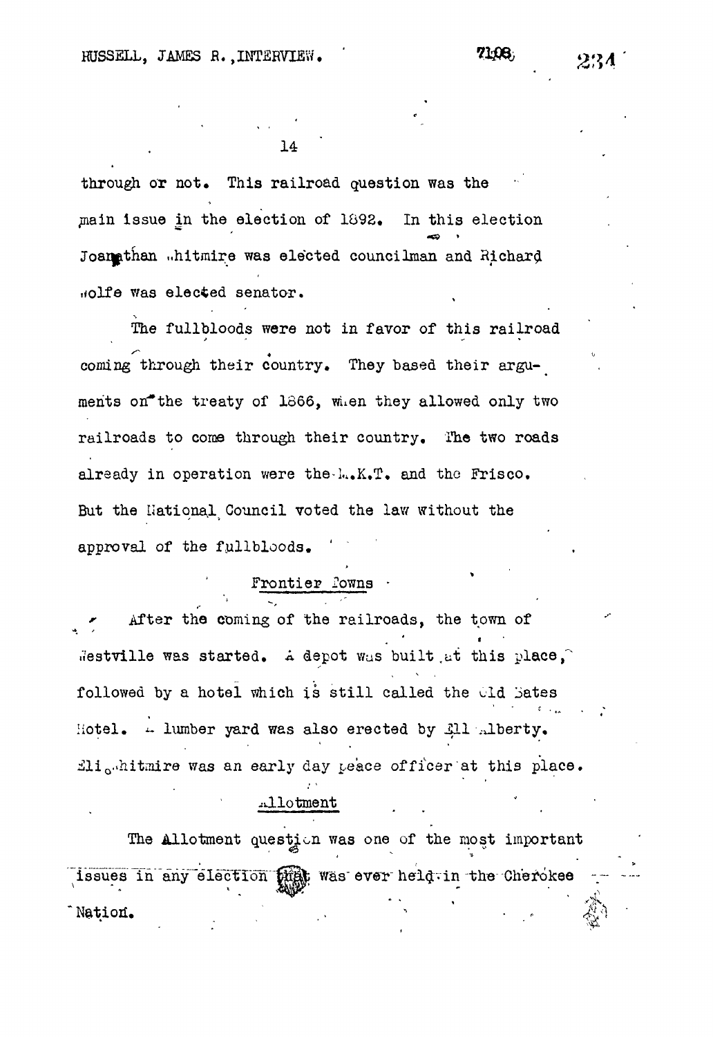through or not. This railroad question was the main issue in the election of 1892. In this election Joanathan Whitmire was elected councilman and Richard Wolfe was elected senator.

The fullbloods were not in favor of this railroad coming through their country. They based their arguments on the treaty of 1866, when they allowed only two railroads to come through their country. The two roads already in operation were the M.K.T. and the Frisco. But the National Council voted the law without the approval of the fullbloods.

## Frontier Towns

After the coming of the railroads, the town of Westville was started. A depot was built at this place, followed by a hotel which is still called the Old Bates Hotel. A lumber yard was also erected by Ell Alberty. Eli Whitmire was an early day peace officer at this place.

## Allotment

The Allotment question was one of the most important issues in any election that was ever held in the Cherokee Nation.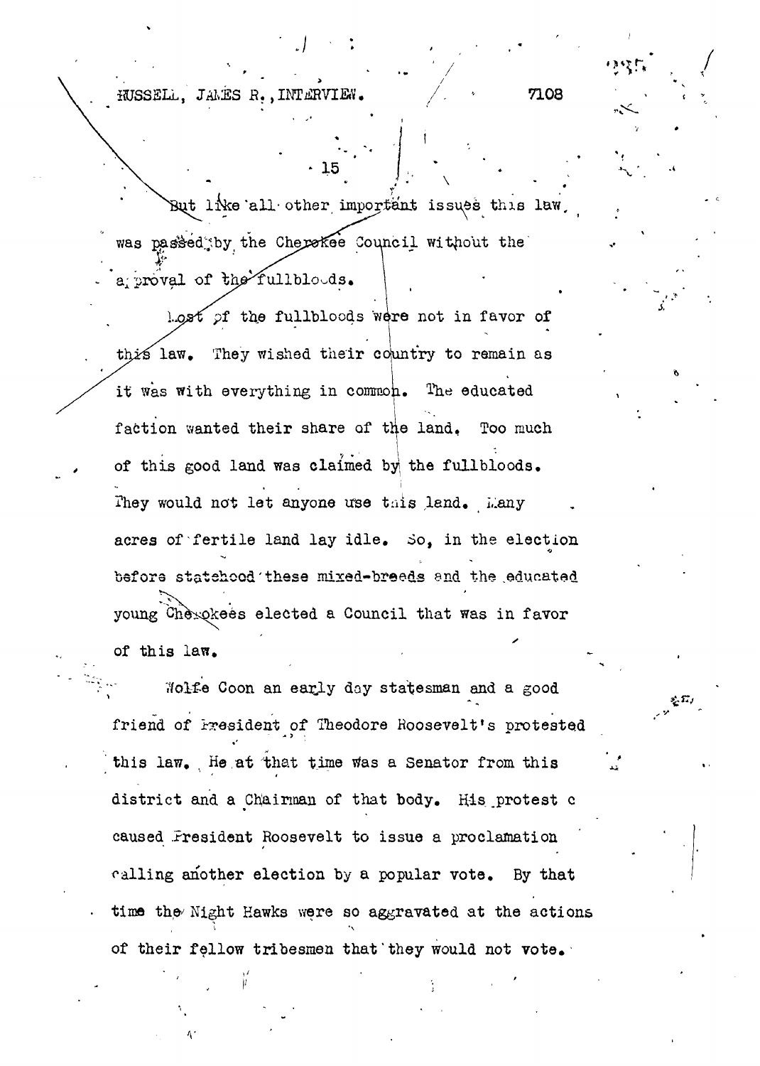But like all other important issues this law was passed by the Cherokee Council without the approval of the fullbloods.

Most of the fullbloods were not in favor of this law. They wished their country to remain as it was with everything in common. The educated faction wanted their share of the land. Too much of this good land was claimed by the fullbloods. They would not let anyone use this land. Many acres of fertile land lay idle. So, in the election before statehood these mixed-breeds and the educated young Cherokees elected a Council that was in favor of this law.

Wolfe Coon an early day statesman and a good friend of President of Theodore Roosevelt's protested this law. He at that time was a Senator from this district and a Chairman of that body. His protest c caused President Roosevelt to issue a proclamation calling another election by a popular vote. By that time the Night Hawks were so aggravated at the actions of their fellow tribesmen that they would not vote.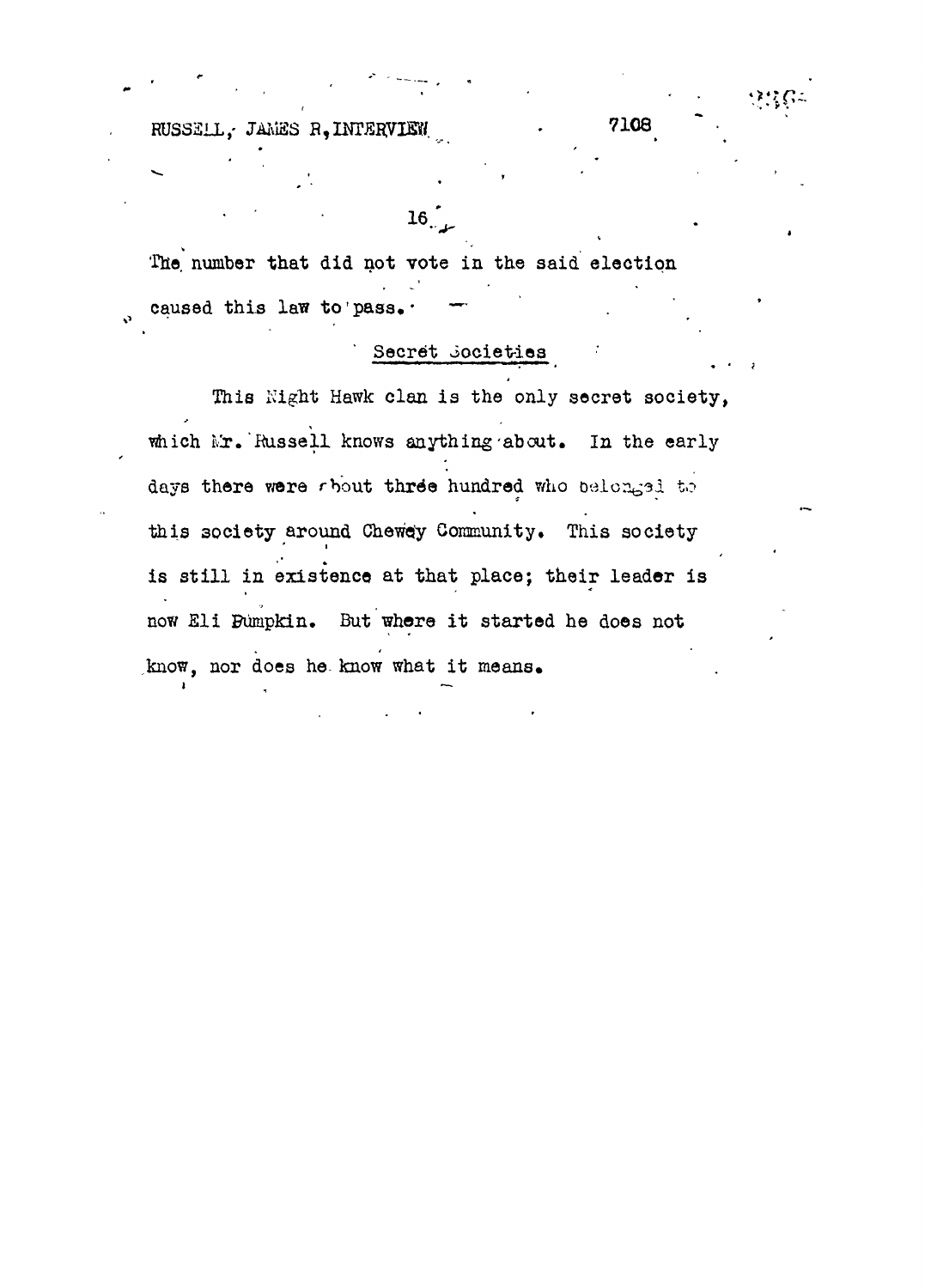The number that did not vote in the said election caused this law to pass.

Secret Societies

This Night Hawk clan is the only secret society, which Mr. Russell knows anything about. In the early days there were about three hundred who belonged to this society around Chewey Community. This society is still in existence at that place; their leader is now Eli Pumpkin. But where it started he does not know, nor does he know what it means.